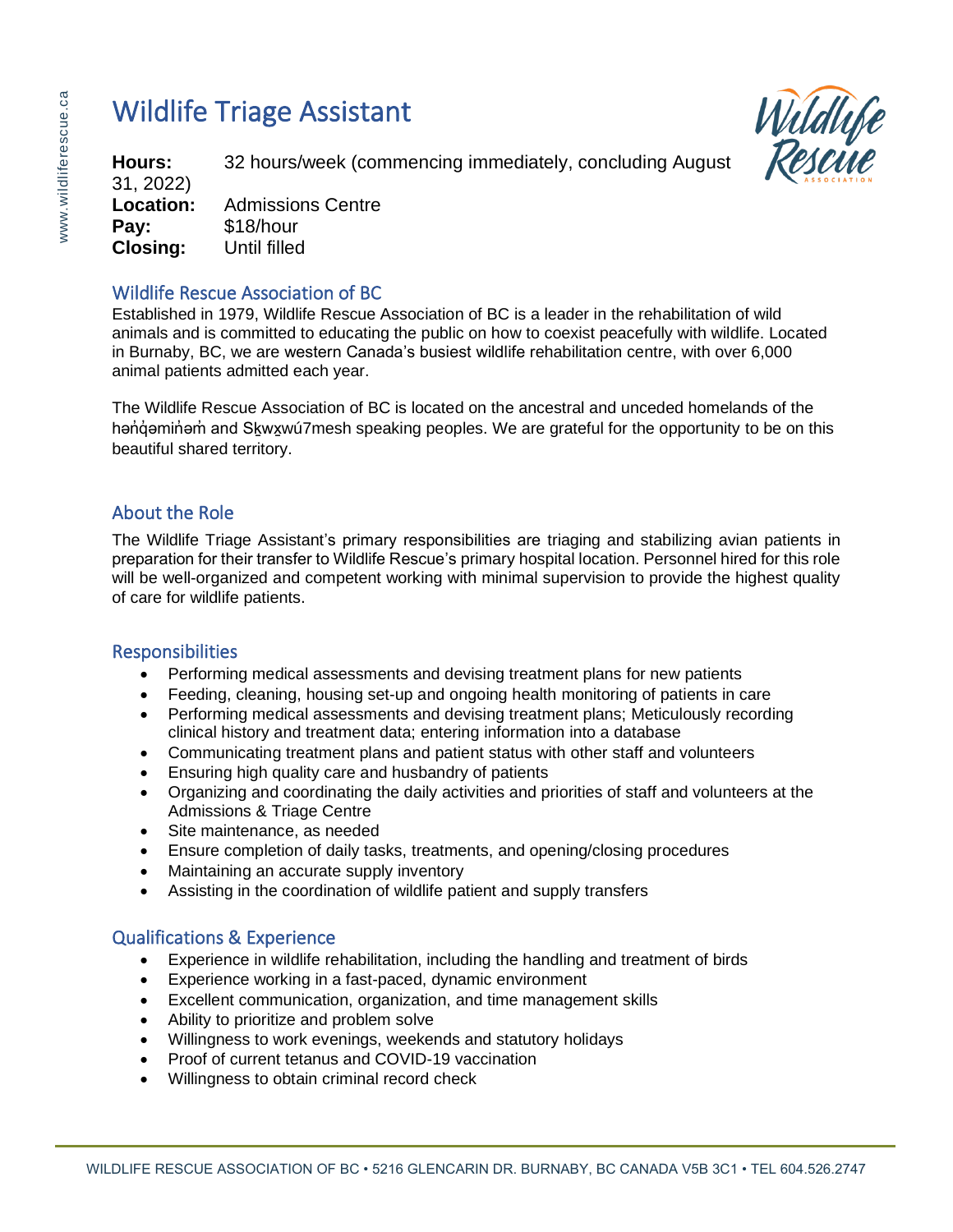# Wildlife Triage Assistant

**Hours:** 32 hours/week (commencing immediately, concluding August 31, 2022)
**Location:** Admissions Centre
**Pay:** $18/hour
**Closing:** Until filled

## Wildlife Rescue Association of BC

Established in 1979, Wildlife Rescue Association of BC is a leader in the rehabilitation of wild animals and is committed to educating the public on how to coexist peacefully with wildlife. Located in Burnaby, BC, we are western Canada's busiest wildlife rehabilitation centre, with over 6,000 animal patients admitted each year.

The Wildlife Rescue Association of BC is located on the ancestral and unceded homelands of the hən̓q̓əmin̓əm̓ and Sḵwx̱wú7mesh speaking peoples. We are grateful for the opportunity to be on this beautiful shared territory.

## About the Role

The Wildlife Triage Assistant's primary responsibilities are triaging and stabilizing avian patients in preparation for their transfer to Wildlife Rescue's primary hospital location. Personnel hired for this role will be well-organized and competent working with minimal supervision to provide the highest quality of care for wildlife patients.

## Responsibilities

- Performing medical assessments and devising treatment plans for new patients
- Feeding, cleaning, housing set-up and ongoing health monitoring of patients in care
- Performing medical assessments and devising treatment plans; Meticulously recording clinical history and treatment data; entering information into a database
- Communicating treatment plans and patient status with other staff and volunteers
- Ensuring high quality care and husbandry of patients
- Organizing and coordinating the daily activities and priorities of staff and volunteers at the Admissions & Triage Centre
- Site maintenance, as needed
- Ensure completion of daily tasks, treatments, and opening/closing procedures
- Maintaining an accurate supply inventory
- Assisting in the coordination of wildlife patient and supply transfers

## Qualifications & Experience

- Experience in wildlife rehabilitation, including the handling and treatment of birds
- Experience working in a fast-paced, dynamic environment
- Excellent communication, organization, and time management skills
- Ability to prioritize and problem solve
- Willingness to work evenings, weekends and statutory holidays
- Proof of current tetanus and COVID-19 vaccination
- Willingness to obtain criminal record check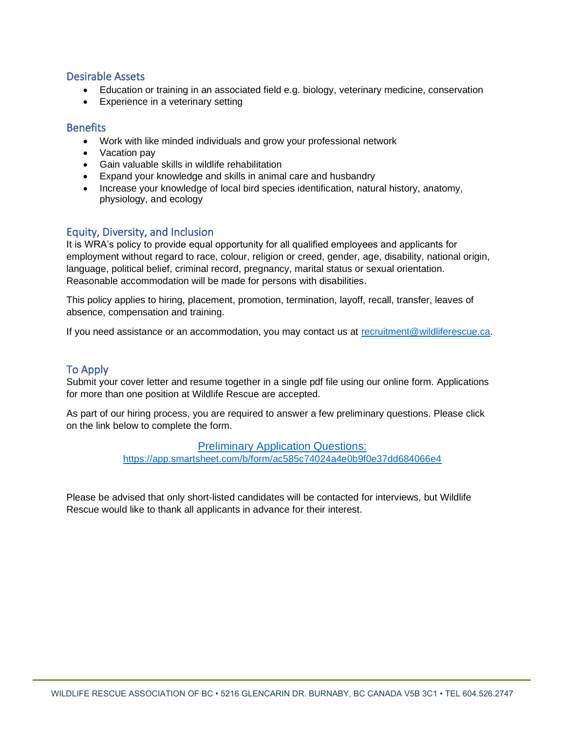## Desirable Assets

- Education or training in an associated field e.g. biology, veterinary medicine, conservation
- Experience in a veterinary setting

## Benefits

- Work with like minded individuals and grow your professional network
- Vacation pay
- Gain valuable skills in wildlife rehabilitation
- Expand your knowledge and skills in animal care and husbandry
- Increase your knowledge of local bird species identification, natural history, anatomy, physiology, and ecology

## Equity, Diversity, and Inclusion

It is WRA's policy to provide equal opportunity for all qualified employees and applicants for employment without regard to race, colour, religion or creed, gender, age, disability, national origin, language, political belief, criminal record, pregnancy, marital status or sexual orientation. Reasonable accommodation will be made for persons with disabilities.

This policy applies to hiring, placement, promotion, termination, layoff, recall, transfer, leaves of absence, compensation and training.

If you need assistance or an accommodation, you may contact us at recruitment@wildliferescue.ca.

## To Apply

Submit your cover letter and resume together in a single pdf file using our online form. Applications for more than one position at Wildlife Rescue are accepted.

As part of our hiring process, you are required to answer a few preliminary questions. Please click on the link below to complete the form.

Preliminary Application Questions:
https://app.smartsheet.com/b/form/ac585c74024a4e0b9f0e37dd684066e4

Please be advised that only short-listed candidates will be contacted for interviews, but Wildlife Rescue would like to thank all applicants in advance for their interest.